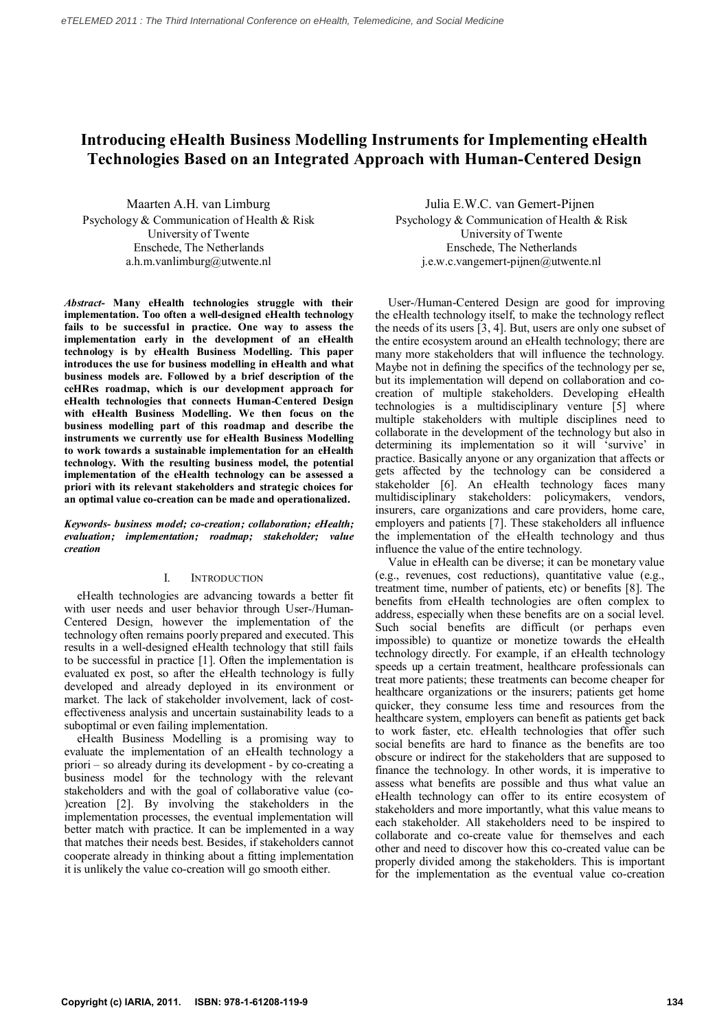# Introducing eHealth Business Modelling Instruments for Implementing eHealth Technologies Based on an Integrated Approach with Human-Centered Design

Maarten A.H. van Limburg
Psychology & Communication of Health & Risk
University of Twente
Enschede, The Netherlands
a.h.m.vanlimburg@utwente.nl

Julia E.W.C. van Gemert-Pijnen
Psychology & Communication of Health & Risk
University of Twente
Enschede, The Netherlands
j.e.w.c.vangemert-pijnen@utwente.nl

***Abstract*- Many eHealth technologies struggle with their implementation. Too often a well-designed eHealth technology fails to be successful in practice. One way to assess the implementation early in the development of an eHealth technology is by eHealth Business Modelling. This paper introduces the use for business modelling in eHealth and what business models are. Followed by a brief description of the ceHRes roadmap, which is our development approach for eHealth technologies that connects Human-Centered Design with eHealth Business Modelling. We then focus on the business modelling part of this roadmap and describe the instruments we currently use for eHealth Business Modelling to work towards a sustainable implementation for an eHealth technology. With the resulting business model, the potential implementation of the eHealth technology can be assessed a priori with its relevant stakeholders and strategic choices for an optimal value co-creation can be made and operationalized.**

***Keywords- business model; co-creation; collaboration; eHealth; evaluation; implementation; roadmap; stakeholder; value creation***

## I. Introduction

eHealth technologies are advancing towards a better fit with user needs and user behavior through User-/Human-Centered Design, however the implementation of the technology often remains poorly prepared and executed. This results in a well-designed eHealth technology that still fails to be successful in practice [1]. Often the implementation is evaluated ex post, so after the eHealth technology is fully developed and already deployed in its environment or market. The lack of stakeholder involvement, lack of cost-effectiveness analysis and uncertain sustainability leads to a suboptimal or even failing implementation.

eHealth Business Modelling is a promising way to evaluate the implementation of an eHealth technology a priori – so already during its development - by co-creating a business model for the technology with the relevant stakeholders and with the goal of collaborative value (co-)creation [2]. By involving the stakeholders in the implementation processes, the eventual implementation will better match with practice. It can be implemented in a way that matches their needs best. Besides, if stakeholders cannot cooperate already in thinking about a fitting implementation it is unlikely the value co-creation will go smooth either.

User-/Human-Centered Design are good for improving the eHealth technology itself, to make the technology reflect the needs of its users [3, 4]. But, users are only one subset of the entire ecosystem around an eHealth technology; there are many more stakeholders that will influence the technology. Maybe not in defining the specifics of the technology per se, but its implementation will depend on collaboration and co-creation of multiple stakeholders. Developing eHealth technologies is a multidisciplinary venture [5] where multiple stakeholders with multiple disciplines need to collaborate in the development of the technology but also in determining its implementation so it will 'survive' in practice. Basically anyone or any organization that affects or gets affected by the technology can be considered a stakeholder [6]. An eHealth technology faces many multidisciplinary stakeholders: policymakers, vendors, insurers, care organizations and care providers, home care, employers and patients [7]. These stakeholders all influence the implementation of the eHealth technology and thus influence the value of the entire technology.

Value in eHealth can be diverse; it can be monetary value (e.g., revenues, cost reductions), quantitative value (e.g., treatment time, number of patients, etc) or benefits [8]. The benefits from eHealth technologies are often complex to address, especially when these benefits are on a social level. Such social benefits are difficult (or perhaps even impossible) to quantize or monetize towards the eHealth technology directly. For example, if an eHealth technology speeds up a certain treatment, healthcare professionals can treat more patients; these treatments can become cheaper for healthcare organizations or the insurers; patients get home quicker, they consume less time and resources from the healthcare system, employers can benefit as patients get back to work faster, etc. eHealth technologies that offer such social benefits are hard to finance as the benefits are too obscure or indirect for the stakeholders that are supposed to finance the technology. In other words, it is imperative to assess what benefits are possible and thus what value an eHealth technology can offer to its entire ecosystem of stakeholders and more importantly, what this value means to each stakeholder. All stakeholders need to be inspired to collaborate and co-create value for themselves and each other and need to discover how this co-created value can be properly divided among the stakeholders. This is important for the implementation as the eventual value co-creation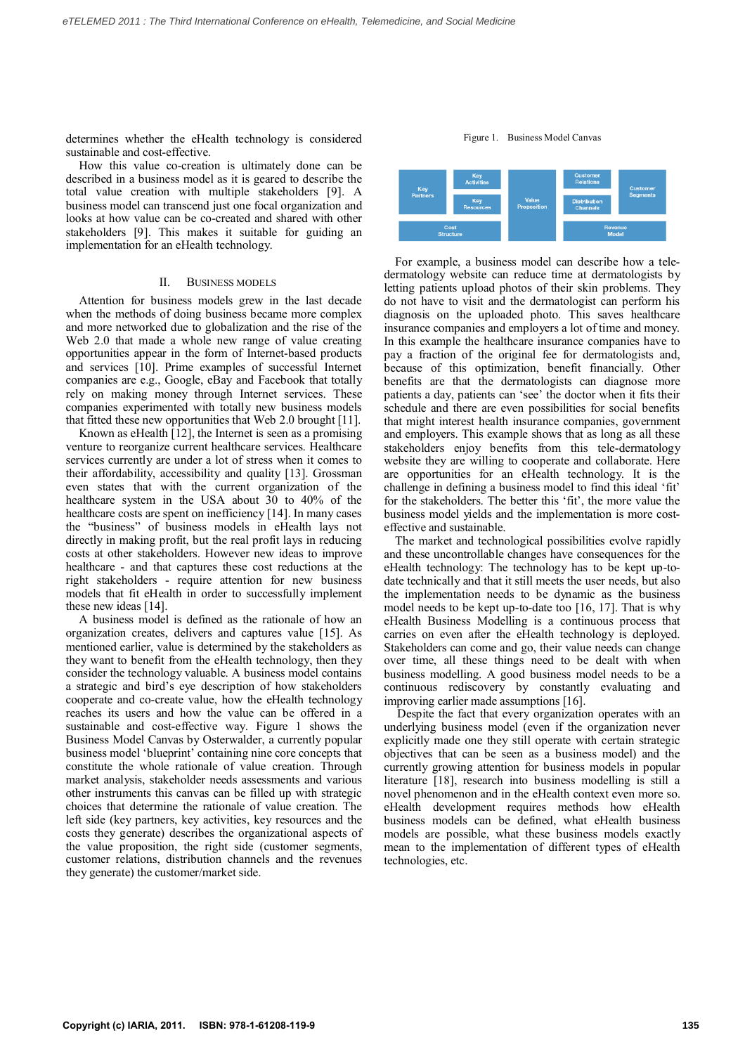determines whether the eHealth technology is considered sustainable and cost-effective.

How this value co-creation is ultimately done can be described in a business model as it is geared to describe the total value creation with multiple stakeholders [9]. A business model can transcend just one focal organization and looks at how value can be co-created and shared with other stakeholders [9]. This makes it suitable for guiding an implementation for an eHealth technology.

## II. Business Models

Attention for business models grew in the last decade when the methods of doing business became more complex and more networked due to globalization and the rise of the Web 2.0 that made a whole new range of value creating opportunities appear in the form of Internet-based products and services [10]. Prime examples of successful Internet companies are e.g., Google, eBay and Facebook that totally rely on making money through Internet services. These companies experimented with totally new business models that fitted these new opportunities that Web 2.0 brought [11].

Known as eHealth [12], the Internet is seen as a promising venture to reorganize current healthcare services. Healthcare services currently are under a lot of stress when it comes to their affordability, accessibility and quality [13]. Grossman even states that with the current organization of the healthcare system in the USA about 30 to 40% of the healthcare costs are spent on inefficiency [14]. In many cases the "business" of business models in eHealth lays not directly in making profit, but the real profit lays in reducing costs at other stakeholders. However new ideas to improve healthcare - and that captures these cost reductions at the right stakeholders - require attention for new business models that fit eHealth in order to successfully implement these new ideas [14].

A business model is defined as the rationale of how an organization creates, delivers and captures value [15]. As mentioned earlier, value is determined by the stakeholders as they want to benefit from the eHealth technology, then they consider the technology valuable. A business model contains a strategic and bird's eye description of how stakeholders cooperate and co-create value, how the eHealth technology reaches its users and how the value can be offered in a sustainable and cost-effective way. Figure 1 shows the Business Model Canvas by Osterwalder, a currently popular business model 'blueprint' containing nine core concepts that constitute the whole rationale of value creation. Through market analysis, stakeholder needs assessments and various other instruments this canvas can be filled up with strategic choices that determine the rationale of value creation. The left side (key partners, key activities, key resources and the costs they generate) describes the organizational aspects of the value proposition, the right side (customer segments, customer relations, distribution channels and the revenues they generate) the customer/market side.

Figure 1. Business Model Canvas

Key Partners
Key Activities
Key Resources
Value Proposition
Customer Relations
Distribution Channels
Customer Segments
Cost Structure
Revenue Model

For example, a business model can describe how a tele-dermatology website can reduce time at dermatologists by letting patients upload photos of their skin problems. They do not have to visit and the dermatologist can perform his diagnosis on the uploaded photo. This saves healthcare insurance companies and employers a lot of time and money. In this example the healthcare insurance companies have to pay a fraction of the original fee for dermatologists and, because of this optimization, benefit financially. Other benefits are that the dermatologists can diagnose more patients a day, patients can 'see' the doctor when it fits their schedule and there are even possibilities for social benefits that might interest health insurance companies, government and employers. This example shows that as long as all these stakeholders enjoy benefits from this tele-dermatology website they are willing to cooperate and collaborate. Here are opportunities for an eHealth technology. It is the challenge in defining a business model to find this ideal 'fit' for the stakeholders. The better this 'fit', the more value the business model yields and the implementation is more cost-effective and sustainable.

The market and technological possibilities evolve rapidly and these uncontrollable changes have consequences for the eHealth technology: The technology has to be kept up-to-date technically and that it still meets the user needs, but also the implementation needs to be dynamic as the business model needs to be kept up-to-date too [16, 17]. That is why eHealth Business Modelling is a continuous process that carries on even after the eHealth technology is deployed. Stakeholders can come and go, their value needs can change over time, all these things need to be dealt with when business modelling. A good business model needs to be a continuous rediscovery by constantly evaluating and improving earlier made assumptions [16].

Despite the fact that every organization operates with an underlying business model (even if the organization never explicitly made one they still operate with certain strategic objectives that can be seen as a business model) and the currently growing attention for business models in popular literature [18], research into business modelling is still a novel phenomenon and in the eHealth context even more so. eHealth development requires methods how eHealth business models can be defined, what eHealth business models are possible, what these business models exactly mean to the implementation of different types of eHealth technologies, etc.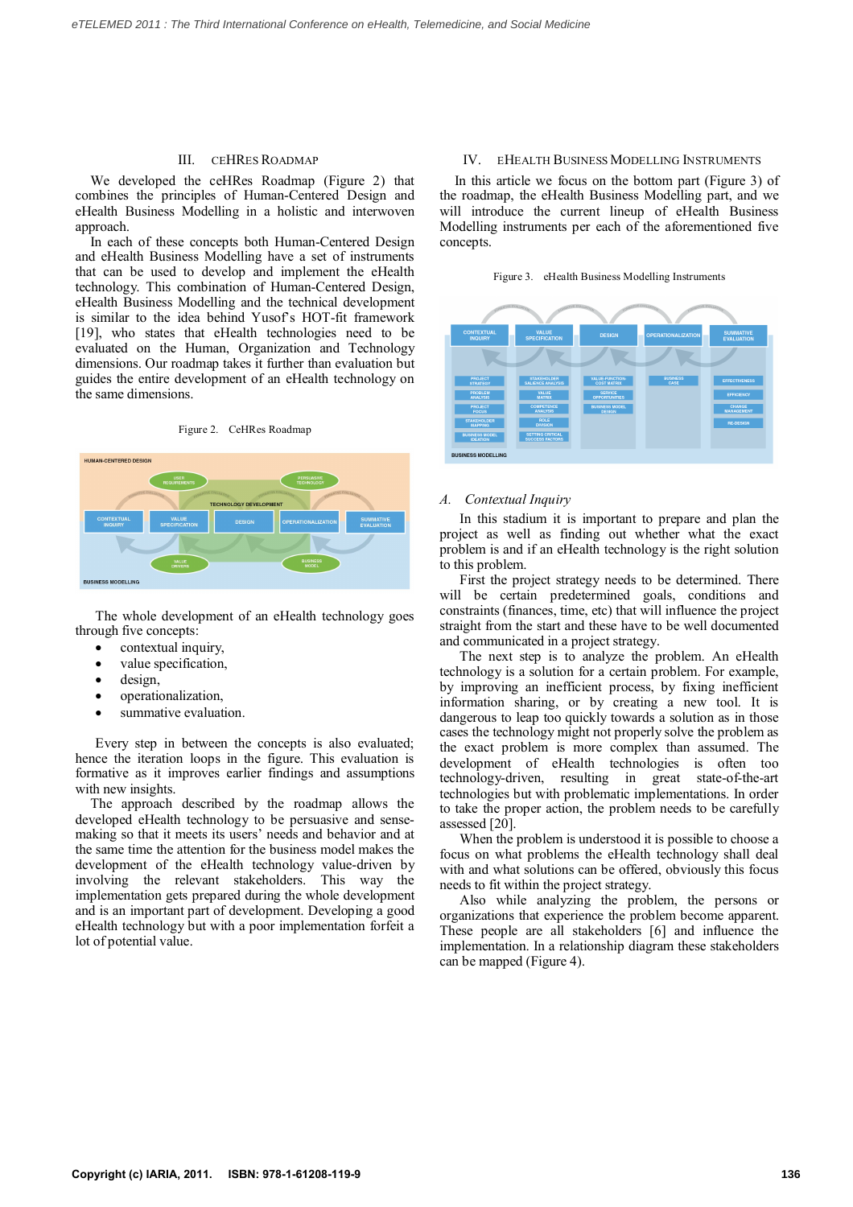## III. CEHRES ROADMAP

We developed the ceHRes Roadmap (Figure 2) that combines the principles of Human-Centered Design and eHealth Business Modelling in a holistic and interwoven approach.

In each of these concepts both Human-Centered Design and eHealth Business Modelling have a set of instruments that can be used to develop and implement the eHealth technology. This combination of Human-Centered Design, eHealth Business Modelling and the technical development is similar to the idea behind Yusof's HOT-fit framework [19], who states that eHealth technologies need to be evaluated on the Human, Organization and Technology dimensions. Our roadmap takes it further than evaluation but guides the entire development of an eHealth technology on the same dimensions.

Figure 2. CeHRes Roadmap

HUMAN-CENTERED DESIGN
USER REQUIREMENTS
PERSUASIVE TECHNOLOGY
TECHNOLOGY DEVELOPMENT
CONTEXTUAL INQUIRY
VALUE SPECIFICATION
DESIGN
OPERATIONALIZATION
SUMMATIVE EVALUATION
VALUE DRIVERS
BUSINESS MODEL
BUSINESS MODELLING

The whole development of an eHealth technology goes through five concepts:

- contextual inquiry,
- value specification,
- design,
- operationalization,
- summative evaluation.

Every step in between the concepts is also evaluated; hence the iteration loops in the figure. This evaluation is formative as it improves earlier findings and assumptions with new insights.

The approach described by the roadmap allows the developed eHealth technology to be persuasive and sense-making so that it meets its users' needs and behavior and at the same time the attention for the business model makes the development of the eHealth technology value-driven by involving the relevant stakeholders. This way the implementation gets prepared during the whole development and is an important part of development. Developing a good eHealth technology but with a poor implementation forfeit a lot of potential value.

## IV. EHEALTH BUSINESS MODELLING INSTRUMENTS

In this article we focus on the bottom part (Figure 3) of the roadmap, the eHealth Business Modelling part, and we will introduce the current lineup of eHealth Business Modelling instruments per each of the aforementioned five concepts.

Figure 3. eHealth Business Modelling Instruments

CONTEXTUAL INQUIRY
VALUE SPECIFICATION
DESIGN
OPERATIONALIZATION
SUMMATIVE EVALUATION
PROJECT STRATEGY
PROBLEM ANALYSIS
PROJECT FOCUS
STAKEHOLDER MAPPING
BUSINESS MODEL IDEATION
STAKEHOLDER SALIENCE ANALYSIS
VALUE MATRIX
COMPETENCE ANALYSIS
ROLE DIVISION
SETTING CRITICAL SUCCESS FACTORS
VALUE-FUNCTION-COST MATRIX
SERVICE OPPORTUNITIES
BUSINESS MODEL DESIGN
BUSINESS CASE
EFFECTIVENESS
EFFICIENCY
CHANGE MANAGEMENT
RE-DESIGN
BUSINESS MODELLING

### A. *Contextual Inquiry*

In this stadium it is important to prepare and plan the project as well as finding out whether what the exact problem is and if an eHealth technology is the right solution to this problem.

First the project strategy needs to be determined. There will be certain predetermined goals, conditions and constraints (finances, time, etc) that will influence the project straight from the start and these have to be well documented and communicated in a project strategy.

The next step is to analyze the problem. An eHealth technology is a solution for a certain problem. For example, by improving an inefficient process, by fixing inefficient information sharing, or by creating a new tool. It is dangerous to leap too quickly towards a solution as in those cases the technology might not properly solve the problem as the exact problem is more complex than assumed. The development of eHealth technologies is often too technology-driven, resulting in great state-of-the-art technologies but with problematic implementations. In order to take the proper action, the problem needs to be carefully assessed [20].

When the problem is understood it is possible to choose a focus on what problems the eHealth technology shall deal with and what solutions can be offered, obviously this focus needs to fit within the project strategy.

Also while analyzing the problem, the persons or organizations that experience the problem become apparent. These people are all stakeholders [6] and influence the implementation. In a relationship diagram these stakeholders can be mapped (Figure 4).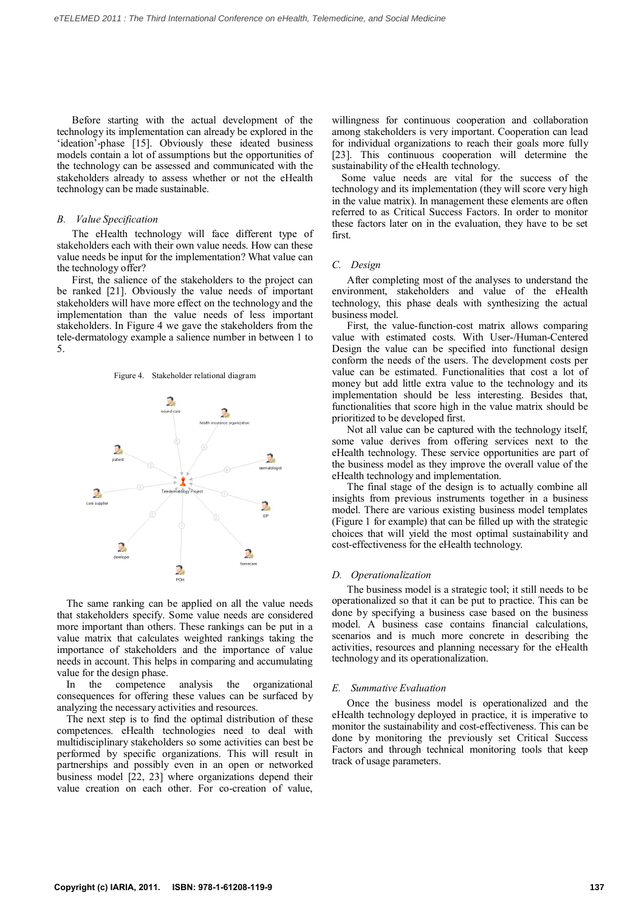Before starting with the actual development of the technology its implementation can already be explored in the 'ideation'-phase [15]. Obviously these ideated business models contain a lot of assumptions but the opportunities of the technology can be assessed and communicated with the stakeholders already to assess whether or not the eHealth technology can be made sustainable.

### *B. Value Specification*

The eHealth technology will face different type of stakeholders each with their own value needs. How can these value needs be input for the implementation? What value can the technology offer?

First, the salience of the stakeholders to the project can be ranked [21]. Obviously the value needs of important stakeholders will have more effect on the technology and the implementation than the value needs of less important stakeholders. In Figure 4 we gave the stakeholders from the tele-dermatology example a salience number in between 1 to 5.

Figure 4. Stakeholder relational diagram

wound care
health insurance organization
patient
dermatologist
Teledermatology Project
care supplier
GP
developer
homecare
POH

The same ranking can be applied on all the value needs that stakeholders specify. Some value needs are considered more important than others. These rankings can be put in a value matrix that calculates weighted rankings taking the importance of stakeholders and the importance of value needs in account. This helps in comparing and accumulating value for the design phase.

In the competence analysis the organizational consequences for offering these values can be surfaced by analyzing the necessary activities and resources.

The next step is to find the optimal distribution of these competences. eHealth technologies need to deal with multidisciplinary stakeholders so some activities can best be performed by specific organizations. This will result in partnerships and possibly even in an open or networked business model [22, 23] where organizations depend their value creation on each other. For co-creation of value, willingness for continuous cooperation and collaboration among stakeholders is very important. Cooperation can lead for individual organizations to reach their goals more fully [23]. This continuous cooperation will determine the sustainability of the eHealth technology.

Some value needs are vital for the success of the technology and its implementation (they will score very high in the value matrix). In management these elements are often referred to as Critical Success Factors. In order to monitor these factors later on in the evaluation, they have to be set first.

### *C. Design*

After completing most of the analyses to understand the environment, stakeholders and value of the eHealth technology, this phase deals with synthesizing the actual business model.

First, the value-function-cost matrix allows comparing value with estimated costs. With User-/Human-Centered Design the value can be specified into functional design conform the needs of the users. The development costs per value can be estimated. Functionalities that cost a lot of money but add little extra value to the technology and its implementation should be less interesting. Besides that, functionalities that score high in the value matrix should be prioritized to be developed first.

Not all value can be captured with the technology itself, some value derives from offering services next to the eHealth technology. These service opportunities are part of the business model as they improve the overall value of the eHealth technology and implementation.

The final stage of the design is to actually combine all insights from previous instruments together in a business model. There are various existing business model templates (Figure 1 for example) that can be filled up with the strategic choices that will yield the most optimal sustainability and cost-effectiveness for the eHealth technology.

### *D. Operationalization*

The business model is a strategic tool; it still needs to be operationalized so that it can be put to practice. This can be done by specifying a business case based on the business model. A business case contains financial calculations, scenarios and is much more concrete in describing the activities, resources and planning necessary for the eHealth technology and its operationalization.

### *E. Summative Evaluation*

Once the business model is operationalized and the eHealth technology deployed in practice, it is imperative to monitor the sustainability and cost-effectiveness. This can be done by monitoring the previously set Critical Success Factors and through technical monitoring tools that keep track of usage parameters.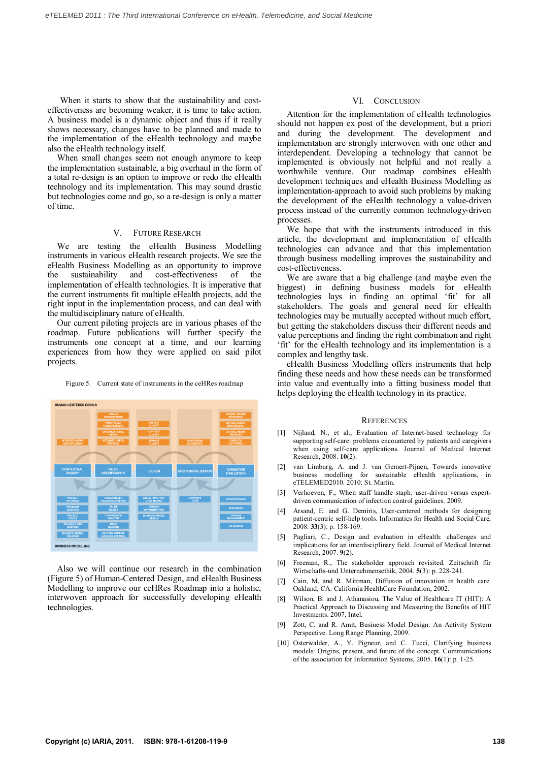When it starts to show that the sustainability and cost-effectiveness are becoming weaker, it is time to take action. A business model is a dynamic object and thus if it really shows necessary, changes have to be planned and made to the implementation of the eHealth technology and maybe also the eHealth technology itself.

When small changes seem not enough anymore to keep the implementation sustainable, a big overhaul in the form of a total re-design is an option to improve or redo the eHealth technology and its implementation. This may sound drastic but technologies come and go, so a re-design is only a matter of time.

## V. Future Research

We are testing the eHealth Business Modelling instruments in various eHealth research projects. We see the eHealth Business Modelling as an opportunity to improve the sustainability and cost-effectiveness of the implementation of eHealth technologies. It is imperative that the current instruments fit multiple eHealth projects, add the right input in the implementation process, and can deal with the multidisciplinary nature of eHealth.

Our current piloting projects are in various phases of the roadmap. Future publications will further specify the instruments one concept at a time, and our learning experiences from how they were applied on said pilot projects.

Figure 5. Current state of instruments in the ceHRes roadmap

HUMAN-CENTERED DESIGN

INTENDED USERS IDENTIFICATION

GOALS SPECIFICATION
FUNCTIONAL REQUIREMENTS
ORGANIZATIONAL NEEDS
INTENDED USERS PROFILES

SYSTEM QUALITY
CONTENT QUALITY
SERVICE QUALITY

FACILITATING CONDITIONS

ACTUAL USAGE BEHAVIOUR
ACTUAL USAGE MOTIVATIONS
ACTUAL USERS PROFILES
EHEALTH OUTCOMES

CONTEXTUAL INQUIRY
VALUE SPECIFICATION
DESIGN
OPERATIONALIZATION
SUMMATIVE EVALUATION

PROJECT STRATEGY
PROBLEM ANALYSIS
PROJECT FOCUS
STAKEHOLDER MAPPING
BUSINESS MODEL IDEATION

STAKEHOLDER SALIENCE ANALYSIS
VALUE MATRIX
COMPETENCE ANALYSIS
ROLE DIVISION
SETTING CRITICAL SUCCESS FACTORS

VALUE-FUNCTION-COST MATRIX
SERVICE OPPORTUNITIES
BUSINESS MODEL DESIGN

BUSINESS CASE

EFFECTIVENESS
EFFICIENCY
CHANGE MANAGEMENT
RE-DESIGN

BUSINESS MODELLING

Also we will continue our research in the combination (Figure 5) of Human-Centered Design, and eHealth Business Modelling to improve our ceHRes Roadmap into a holistic, interwoven approach for successfully developing eHealth technologies.

## VI. Conclusion

Attention for the implementation of eHealth technologies should not happen ex post of the development, but a priori and during the development. The development and implementation are strongly interwoven with one other and interdependent. Developing a technology that cannot be implemented is obviously not helpful and not really a worthwhile venture. Our roadmap combines eHealth development techniques and eHealth Business Modelling as implementation-approach to avoid such problems by making the development of the eHealth technology a value-driven process instead of the currently common technology-driven processes.

We hope that with the instruments introduced in this article, the development and implementation of eHealth technologies can advance and that this implementation through business modelling improves the sustainability and cost-effectiveness.

We are aware that a big challenge (and maybe even the biggest) in defining business models for eHealth technologies lays in finding an optimal 'fit' for all stakeholders. The goals and general need for eHealth technologies may be mutually accepted without much effort, but getting the stakeholders discuss their different needs and value perceptions and finding the right combination and right 'fit' for the eHealth technology and its implementation is a complex and lengthy task.

eHealth Business Modelling offers instruments that help finding these needs and how these needs can be transformed into value and eventually into a fitting business model that helps deploying the eHealth technology in its practice.

## References

[1] Nijland, N., et al., Evaluation of Internet-based technology for supporting self-care: problems encountered by patients and caregivers when using self-care applications. Journal of Medical Internet Research, 2008. **10**(2).

[2] van Limburg, A. and J. van Gemert-Pijnen, Towards innovative business modelling for sustainable eHealth applications, in eTELEMED2010. 2010: St. Martin.

[3] Verhoeven, F., When staff handle staph: user-driven versus expert-driven communication of infection control guidelines. 2009.

[4] Arsand, E. and G. Demiris, User-centered methods for designing patient-centric self-help tools. Informatics for Health and Social Care, 2008. **33**(3): p. 158-169.

[5] Pagliari, C., Design and evaluation in eHealth: challenges and implications for an interdisciplinary field. Journal of Medical Internet Research, 2007. **9**(2).

[6] Freeman, R., The stakeholder approach revisited. Zeitschrift für Wirtschafts-und Unternehmensethik, 2004. **5**(3): p. 228-241.

[7] Cain, M. and R. Mittman, Diffusion of innovation in health care. Oakland, CA: California HealthCare Foundation, 2002.

[8] Wilson, B. and J. Athanasiou, The Value of Healthcare IT (HIT): A Practical Approach to Discussing and Measuring the Benefits of HIT Investments. 2007, Intel.

[9] Zott, C. and R. Amit, Business Model Design: An Activity System Perspective. Long Range Planning, 2009.

[10] Osterwalder, A., Y. Pigneur, and C. Tucci, Clarifying business models: Origins, present, and future of the concept. Communications of the association for Information Systems, 2005. **16**(1): p. 1-25.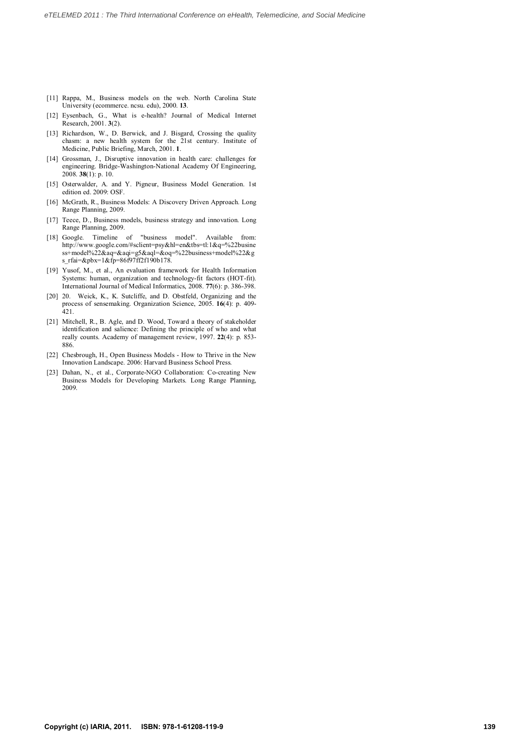[11] Rappa, M., Business models on the web. North Carolina State University (ecommerce. ncsu. edu), 2000. **13**.

[12] Eysenbach, G., What is e-health? Journal of Medical Internet Research, 2001. **3**(2).

[13] Richardson, W., D. Berwick, and J. Bisgard, Crossing the quality chasm: a new health system for the 21st century. Institute of Medicine, Public Briefing, March, 2001. **1**.

[14] Grossman, J., Disruptive innovation in health care: challenges for engineering. Bridge-Washington-National Academy Of Engineering, 2008. **38**(1): p. 10.

[15] Osterwalder, A. and Y. Pigneur, Business Model Generation. 1st edition ed. 2009: OSF.

[16] McGrath, R., Business Models: A Discovery Driven Approach. Long Range Planning, 2009.

[17] Teece, D., Business models, business strategy and innovation. Long Range Planning, 2009.

[18] Google. Timeline of "business model". Available from: http://www.google.com/#sclient=psy&hl=en&tbs=tl:1&q=%22business+model%22&aq=&aqi=g5&aql=&oq=%22business+model%22&gs_rfai=&pbx=1&fp=86f97ff2f190b178.

[19] Yusof, M., et al., An evaluation framework for Health Information Systems: human, organization and technology-fit factors (HOT-fit). International Journal of Medical Informatics, 2008. **77**(6): p. 386-398.

[20] 20. Weick, K., K. Sutcliffe, and D. Obstfeld, Organizing and the process of sensemaking. Organization Science, 2005. **16**(4): p. 409-421.

[21] Mitchell, R., B. Agle, and D. Wood, Toward a theory of stakeholder identification and salience: Defining the principle of who and what really counts. Academy of management review, 1997. **22**(4): p. 853-886.

[22] Chesbrough, H., Open Business Models - How to Thrive in the New Innovation Landscape. 2006: Harvard Business School Press.

[23] Dahan, N., et al., Corporate-NGO Collaboration: Co-creating New Business Models for Developing Markets. Long Range Planning, 2009.